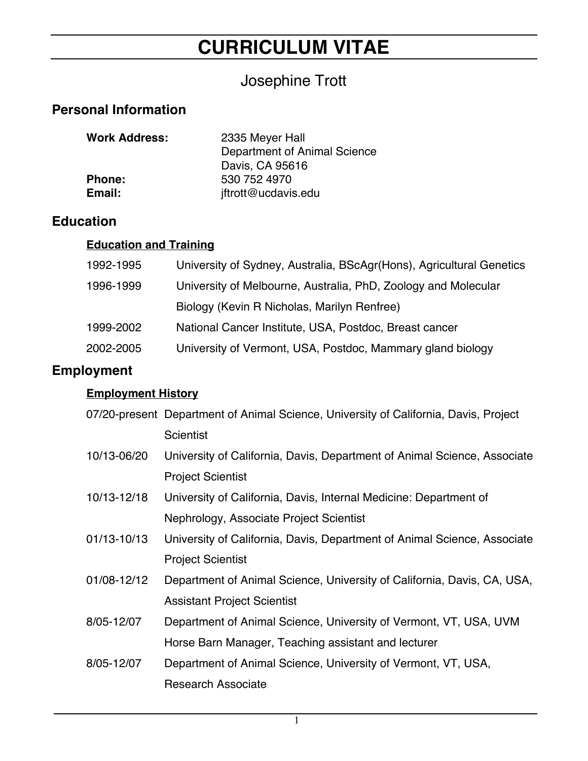# CURRICULUM VITAE

## Josephine Trott

## Personal Information

| | |
|---|---|
| **Work Address:** | 2335 Meyer Hall<br>Department of Animal Science<br>Davis, CA 95616 |
| **Phone:** | 530 752 4970 |
| **Email:** | jftrott@ucdavis.edu |

## Education

### Education and Training

| | |
|---|---|
| 1992-1995 | University of Sydney, Australia, BScAgr(Hons), Agricultural Genetics |
| 1996-1999 | University of Melbourne, Australia, PhD, Zoology and Molecular Biology (Kevin R Nicholas, Marilyn Renfree) |
| 1999-2002 | National Cancer Institute, USA, Postdoc, Breast cancer |
| 2002-2005 | University of Vermont, USA, Postdoc, Mammary gland biology |

## Employment

### Employment History

| | |
|---|---|
| 07/20-present | Department of Animal Science, University of California, Davis, Project Scientist |
| 10/13-06/20 | University of California, Davis, Department of Animal Science, Associate Project Scientist |
| 10/13-12/18 | University of California, Davis, Internal Medicine: Department of Nephrology, Associate Project Scientist |
| 01/13-10/13 | University of California, Davis, Department of Animal Science, Associate Project Scientist |
| 01/08-12/12 | Department of Animal Science, University of California, Davis, CA, USA, Assistant Project Scientist |
| 8/05-12/07 | Department of Animal Science, University of Vermont, VT, USA, UVM Horse Barn Manager, Teaching assistant and lecturer |
| 8/05-12/07 | Department of Animal Science, University of Vermont, VT, USA, Research Associate |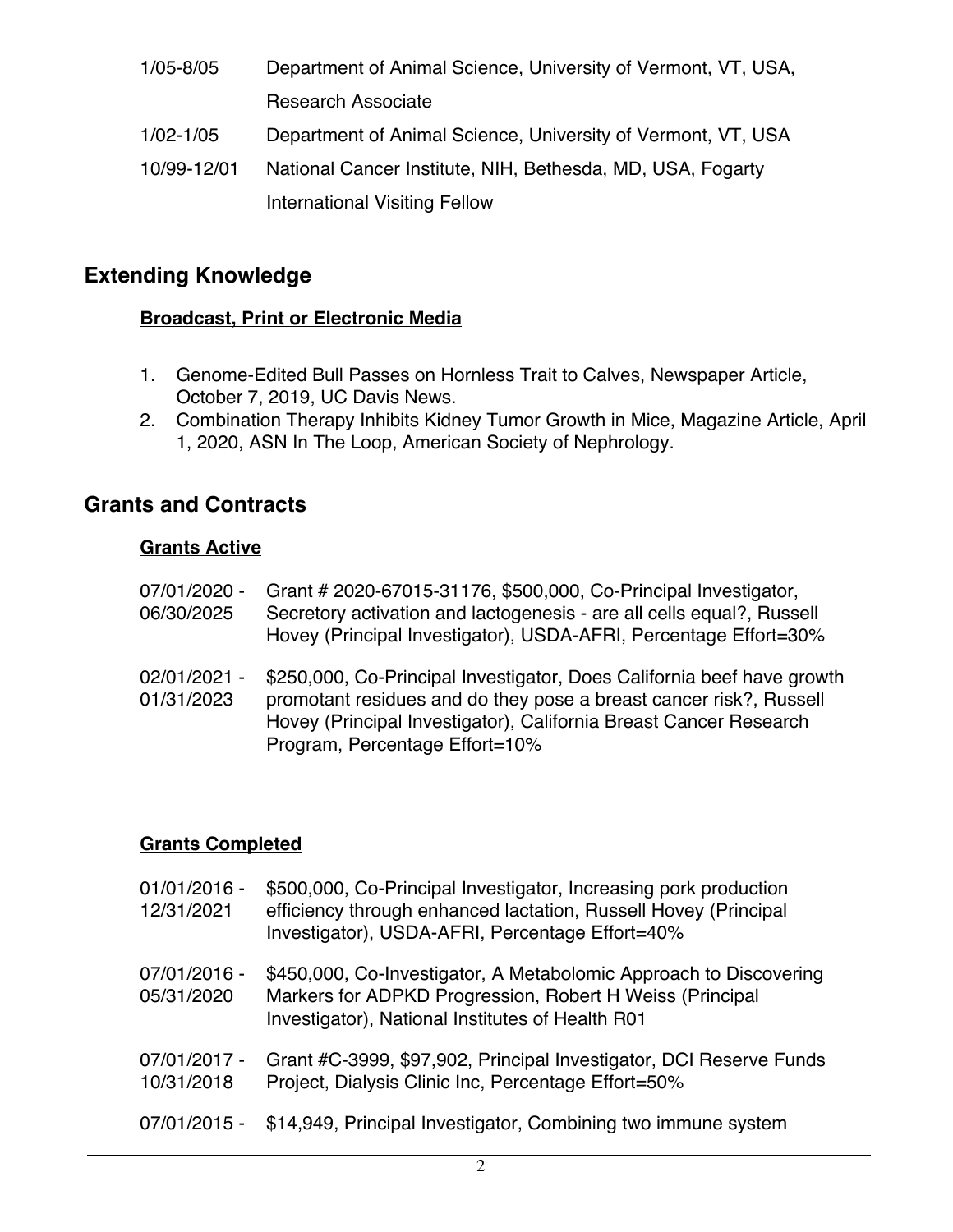1/05-8/05 Department of Animal Science, University of Vermont, VT, USA, Research Associate

1/02-1/05 Department of Animal Science, University of Vermont, VT, USA

10/99-12/01 National Cancer Institute, NIH, Bethesda, MD, USA, Fogarty International Visiting Fellow

## Extending Knowledge

### Broadcast, Print or Electronic Media

1. Genome-Edited Bull Passes on Hornless Trait to Calves, Newspaper Article, October 7, 2019, UC Davis News.
2. Combination Therapy Inhibits Kidney Tumor Growth in Mice, Magazine Article, April 1, 2020, ASN In The Loop, American Society of Nephrology.

## Grants and Contracts

### Grants Active

07/01/2020 - 06/30/2025 Grant # 2020-67015-31176, $500,000, Co-Principal Investigator, Secretory activation and lactogenesis - are all cells equal?, Russell Hovey (Principal Investigator), USDA-AFRI, Percentage Effort=30%

02/01/2021 - 01/31/2023 $250,000, Co-Principal Investigator, Does California beef have growth promotant residues and do they pose a breast cancer risk?, Russell Hovey (Principal Investigator), California Breast Cancer Research Program, Percentage Effort=10%

### Grants Completed

01/01/2016 - 12/31/2021 $500,000, Co-Principal Investigator, Increasing pork production efficiency through enhanced lactation, Russell Hovey (Principal Investigator), USDA-AFRI, Percentage Effort=40%

07/01/2016 - 05/31/2020 $450,000, Co-Investigator, A Metabolomic Approach to Discovering Markers for ADPKD Progression, Robert H Weiss (Principal Investigator), National Institutes of Health R01

07/01/2017 - 10/31/2018 Grant #C-3999, $97,902, Principal Investigator, DCI Reserve Funds Project, Dialysis Clinic Inc, Percentage Effort=50%

07/01/2015 - $14,949, Principal Investigator, Combining two immune system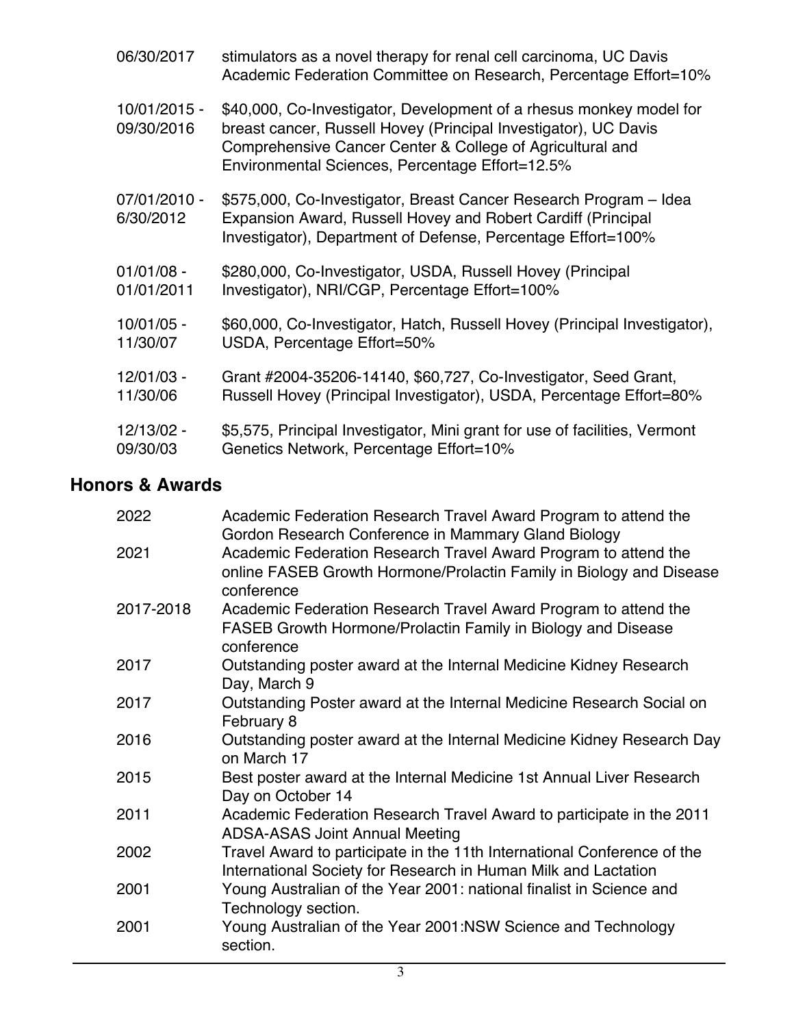| | |
|---|---|
| 06/30/2017 | stimulators as a novel therapy for renal cell carcinoma, UC Davis Academic Federation Committee on Research, Percentage Effort=10% |
| 10/01/2015 - 09/30/2016 | $40,000, Co-Investigator, Development of a rhesus monkey model for breast cancer, Russell Hovey (Principal Investigator), UC Davis Comprehensive Cancer Center & College of Agricultural and Environmental Sciences, Percentage Effort=12.5% |
| 07/01/2010 - 6/30/2012 | $575,000, Co-Investigator, Breast Cancer Research Program – Idea Expansion Award, Russell Hovey and Robert Cardiff (Principal Investigator), Department of Defense, Percentage Effort=100% |
| 01/01/08 - 01/01/2011 | $280,000, Co-Investigator, USDA, Russell Hovey (Principal Investigator), NRI/CGP, Percentage Effort=100% |
| 10/01/05 - 11/30/07 | $60,000, Co-Investigator, Hatch, Russell Hovey (Principal Investigator), USDA, Percentage Effort=50% |
| 12/01/03 - 11/30/06 | Grant #2004-35206-14140, $60,727, Co-Investigator, Seed Grant, Russell Hovey (Principal Investigator), USDA, Percentage Effort=80% |
| 12/13/02 - 09/30/03 | $5,575, Principal Investigator, Mini grant for use of facilities, Vermont Genetics Network, Percentage Effort=10% |

## Honors & Awards

| | |
|---|---|
| 2022 | Academic Federation Research Travel Award Program to attend the Gordon Research Conference in Mammary Gland Biology |
| 2021 | Academic Federation Research Travel Award Program to attend the online FASEB Growth Hormone/Prolactin Family in Biology and Disease conference |
| 2017-2018 | Academic Federation Research Travel Award Program to attend the FASEB Growth Hormone/Prolactin Family in Biology and Disease conference |
| 2017 | Outstanding poster award at the Internal Medicine Kidney Research Day, March 9 |
| 2017 | Outstanding Poster award at the Internal Medicine Research Social on February 8 |
| 2016 | Outstanding poster award at the Internal Medicine Kidney Research Day on March 17 |
| 2015 | Best poster award at the Internal Medicine 1st Annual Liver Research Day on October 14 |
| 2011 | Academic Federation Research Travel Award to participate in the 2011 ADSA-ASAS Joint Annual Meeting |
| 2002 | Travel Award to participate in the 11th International Conference of the International Society for Research in Human Milk and Lactation |
| 2001 | Young Australian of the Year 2001: national finalist in Science and Technology section. |
| 2001 | Young Australian of the Year 2001:NSW Science and Technology section. |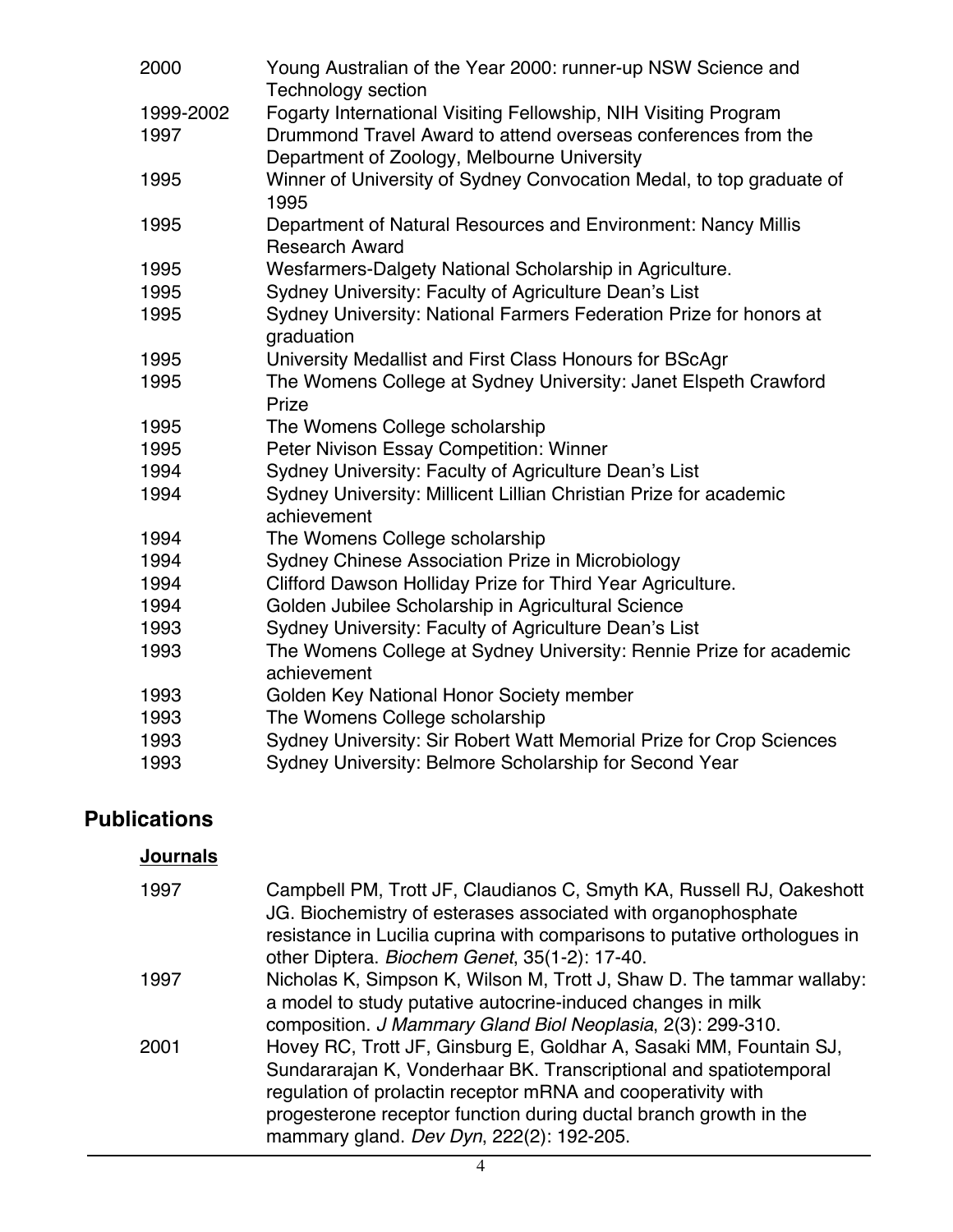| | |
|---|---|
| 2000 | Young Australian of the Year 2000: runner-up NSW Science and Technology section |
| 1999-2002 | Fogarty International Visiting Fellowship, NIH Visiting Program |
| 1997 | Drummond Travel Award to attend overseas conferences from the Department of Zoology, Melbourne University |
| 1995 | Winner of University of Sydney Convocation Medal, to top graduate of 1995 |
| 1995 | Department of Natural Resources and Environment: Nancy Millis Research Award |
| 1995 | Wesfarmers-Dalgety National Scholarship in Agriculture. |
| 1995 | Sydney University: Faculty of Agriculture Dean's List |
| 1995 | Sydney University: National Farmers Federation Prize for honors at graduation |
| 1995 | University Medallist and First Class Honours for BScAgr |
| 1995 | The Womens College at Sydney University: Janet Elspeth Crawford Prize |
| 1995 | The Womens College scholarship |
| 1995 | Peter Nivison Essay Competition: Winner |
| 1994 | Sydney University: Faculty of Agriculture Dean's List |
| 1994 | Sydney University: Millicent Lillian Christian Prize for academic achievement |
| 1994 | The Womens College scholarship |
| 1994 | Sydney Chinese Association Prize in Microbiology |
| 1994 | Clifford Dawson Holliday Prize for Third Year Agriculture. |
| 1994 | Golden Jubilee Scholarship in Agricultural Science |
| 1993 | Sydney University: Faculty of Agriculture Dean's List |
| 1993 | The Womens College at Sydney University: Rennie Prize for academic achievement |
| 1993 | Golden Key National Honor Society member |
| 1993 | The Womens College scholarship |
| 1993 | Sydney University: Sir Robert Watt Memorial Prize for Crop Sciences |
| 1993 | Sydney University: Belmore Scholarship for Second Year |

## Publications

### Journals

| | |
|---|---|
| 1997 | Campbell PM, Trott JF, Claudianos C, Smyth KA, Russell RJ, Oakeshott JG. Biochemistry of esterases associated with organophosphate resistance in Lucilia cuprina with comparisons to putative orthologues in other Diptera. *Biochem Genet*, 35(1-2): 17-40. |
| 1997 | Nicholas K, Simpson K, Wilson M, Trott J, Shaw D. The tammar wallaby: a model to study putative autocrine-induced changes in milk composition. *J Mammary Gland Biol Neoplasia*, 2(3): 299-310. |
| 2001 | Hovey RC, Trott JF, Ginsburg E, Goldhar A, Sasaki MM, Fountain SJ, Sundararajan K, Vonderhaar BK. Transcriptional and spatiotemporal regulation of prolactin receptor mRNA and cooperativity with progesterone receptor function during ductal branch growth in the mammary gland. *Dev Dyn*, 222(2): 192-205. |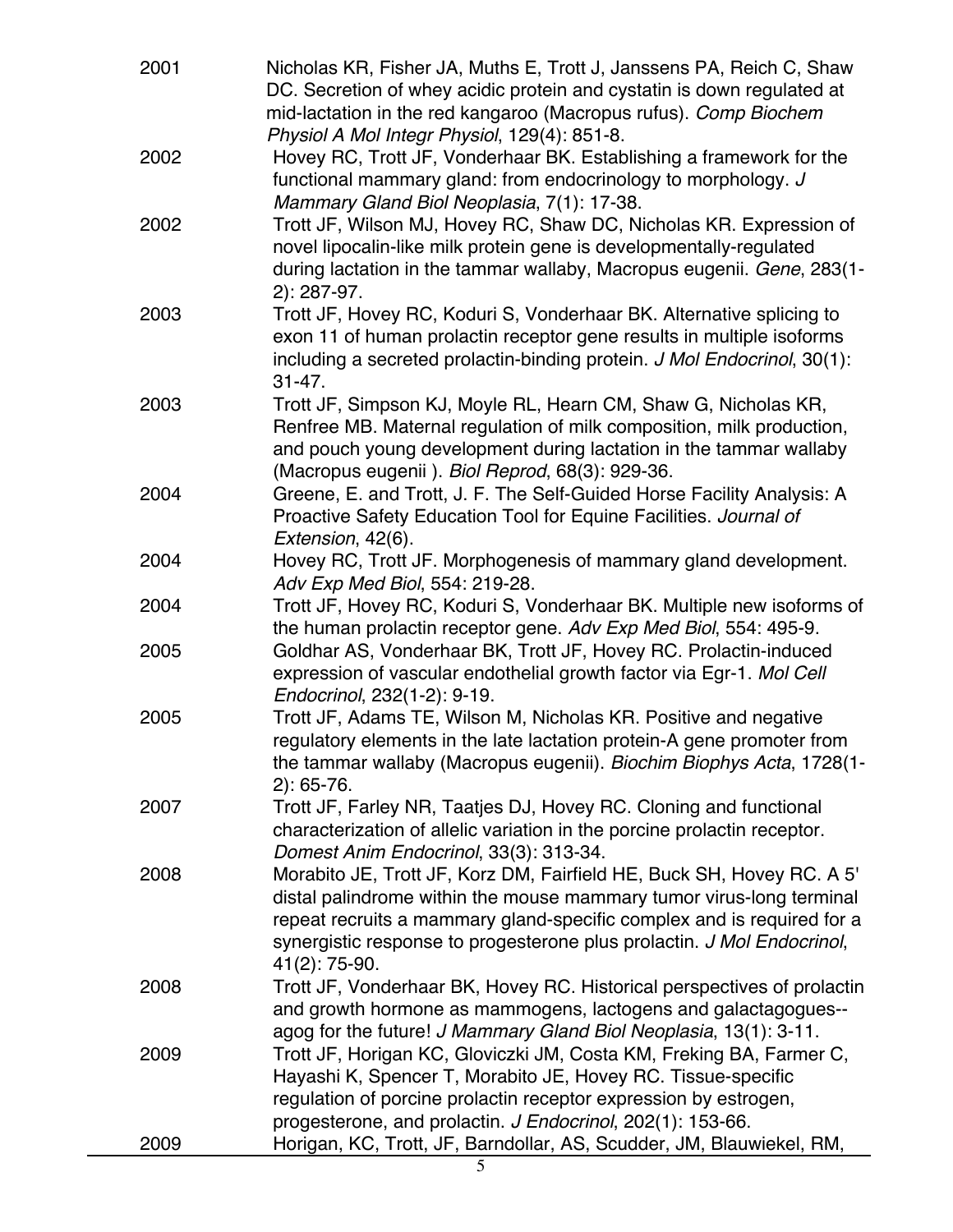2001 Nicholas KR, Fisher JA, Muths E, Trott J, Janssens PA, Reich C, Shaw DC. Secretion of whey acidic protein and cystatin is down regulated at mid-lactation in the red kangaroo (Macropus rufus). *Comp Biochem Physiol A Mol Integr Physiol*, 129(4): 851-8.

2002 Hovey RC, Trott JF, Vonderhaar BK. Establishing a framework for the functional mammary gland: from endocrinology to morphology. *J Mammary Gland Biol Neoplasia*, 7(1): 17-38.

2002 Trott JF, Wilson MJ, Hovey RC, Shaw DC, Nicholas KR. Expression of novel lipocalin-like milk protein gene is developmentally-regulated during lactation in the tammar wallaby, Macropus eugenii. *Gene*, 283(1-2): 287-97.

2003 Trott JF, Hovey RC, Koduri S, Vonderhaar BK. Alternative splicing to exon 11 of human prolactin receptor gene results in multiple isoforms including a secreted prolactin-binding protein. *J Mol Endocrinol*, 30(1): 31-47.

2003 Trott JF, Simpson KJ, Moyle RL, Hearn CM, Shaw G, Nicholas KR, Renfree MB. Maternal regulation of milk composition, milk production, and pouch young development during lactation in the tammar wallaby (Macropus eugenii ). *Biol Reprod*, 68(3): 929-36.

2004 Greene, E. and Trott, J. F. The Self-Guided Horse Facility Analysis: A Proactive Safety Education Tool for Equine Facilities. *Journal of Extension*, 42(6).

2004 Hovey RC, Trott JF. Morphogenesis of mammary gland development. *Adv Exp Med Biol*, 554: 219-28.

2004 Trott JF, Hovey RC, Koduri S, Vonderhaar BK. Multiple new isoforms of the human prolactin receptor gene. *Adv Exp Med Biol*, 554: 495-9.

2005 Goldhar AS, Vonderhaar BK, Trott JF, Hovey RC. Prolactin-induced expression of vascular endothelial growth factor via Egr-1. *Mol Cell Endocrinol*, 232(1-2): 9-19.

2005 Trott JF, Adams TE, Wilson M, Nicholas KR. Positive and negative regulatory elements in the late lactation protein-A gene promoter from the tammar wallaby (Macropus eugenii). *Biochim Biophys Acta*, 1728(1-2): 65-76.

2007 Trott JF, Farley NR, Taatjes DJ, Hovey RC. Cloning and functional characterization of allelic variation in the porcine prolactin receptor. *Domest Anim Endocrinol*, 33(3): 313-34.

2008 Morabito JE, Trott JF, Korz DM, Fairfield HE, Buck SH, Hovey RC. A 5' distal palindrome within the mouse mammary tumor virus-long terminal repeat recruits a mammary gland-specific complex and is required for a synergistic response to progesterone plus prolactin. *J Mol Endocrinol*, 41(2): 75-90.

2008 Trott JF, Vonderhaar BK, Hovey RC. Historical perspectives of prolactin and growth hormone as mammogens, lactogens and galactagogues--agog for the future! *J Mammary Gland Biol Neoplasia*, 13(1): 3-11.

2009 Trott JF, Horigan KC, Gloviczki JM, Costa KM, Freking BA, Farmer C, Hayashi K, Spencer T, Morabito JE, Hovey RC. Tissue-specific regulation of porcine prolactin receptor expression by estrogen, progesterone, and prolactin. *J Endocrinol*, 202(1): 153-66.

2009 Horigan, KC, Trott, JF, Barndollar, AS, Scudder, JM, Blauwiekel, RM,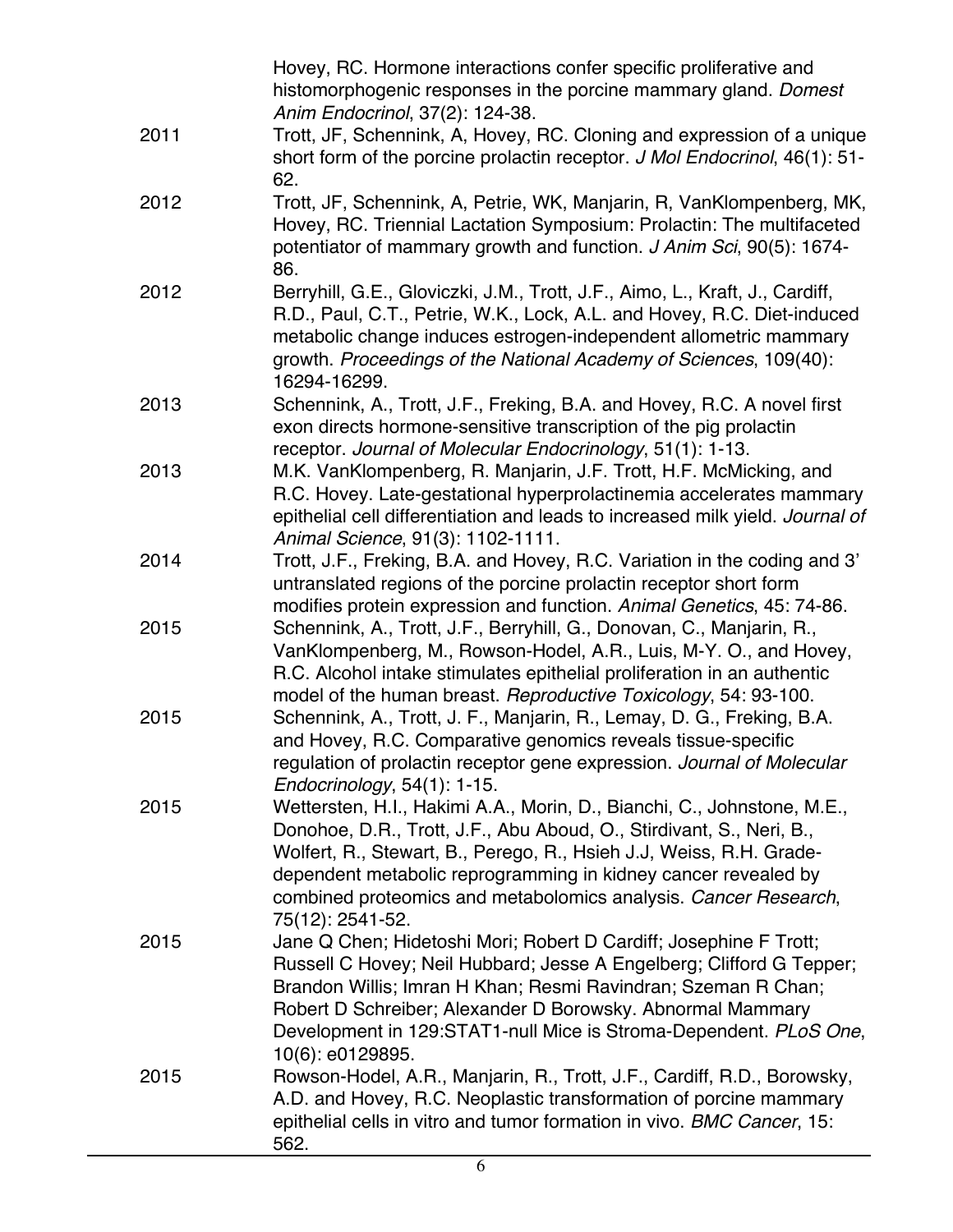| | |
|---|---|
| | Hovey, RC. Hormone interactions confer specific proliferative and histomorphogenic responses in the porcine mammary gland. *Domest Anim Endocrinol*, 37(2): 124-38. |
| 2011 | Trott, JF, Schennink, A, Hovey, RC. Cloning and expression of a unique short form of the porcine prolactin receptor. *J Mol Endocrinol*, 46(1): 51-62. |
| 2012 | Trott, JF, Schennink, A, Petrie, WK, Manjarin, R, VanKlompenberg, MK, Hovey, RC. Triennial Lactation Symposium: Prolactin: The multifaceted potentiator of mammary growth and function. *J Anim Sci*, 90(5): 1674-86. |
| 2012 | Berryhill, G.E., Gloviczki, J.M., Trott, J.F., Aimo, L., Kraft, J., Cardiff, R.D., Paul, C.T., Petrie, W.K., Lock, A.L. and Hovey, R.C. Diet-induced metabolic change induces estrogen-independent allometric mammary growth. *Proceedings of the National Academy of Sciences*, 109(40): 16294-16299. |
| 2013 | Schennink, A., Trott, J.F., Freking, B.A. and Hovey, R.C. A novel first exon directs hormone-sensitive transcription of the pig prolactin receptor. *Journal of Molecular Endocrinology*, 51(1): 1-13. |
| 2013 | M.K. VanKlompenberg, R. Manjarin, J.F. Trott, H.F. McMicking, and R.C. Hovey. Late-gestational hyperprolactinemia accelerates mammary epithelial cell differentiation and leads to increased milk yield. *Journal of Animal Science*, 91(3): 1102-1111. |
| 2014 | Trott, J.F., Freking, B.A. and Hovey, R.C. Variation in the coding and 3' untranslated regions of the porcine prolactin receptor short form modifies protein expression and function. *Animal Genetics*, 45: 74-86. |
| 2015 | Schennink, A., Trott, J.F., Berryhill, G., Donovan, C., Manjarin, R., VanKlompenberg, M., Rowson-Hodel, A.R., Luis, M-Y. O., and Hovey, R.C. Alcohol intake stimulates epithelial proliferation in an authentic model of the human breast. *Reproductive Toxicology*, 54: 93-100. |
| 2015 | Schennink, A., Trott, J. F., Manjarin, R., Lemay, D. G., Freking, B.A. and Hovey, R.C. Comparative genomics reveals tissue-specific regulation of prolactin receptor gene expression. *Journal of Molecular Endocrinology*, 54(1): 1-15. |
| 2015 | Wettersten, H.I., Hakimi A.A., Morin, D., Bianchi, C., Johnstone, M.E., Donohoe, D.R., Trott, J.F., Abu Aboud, O., Stirdivant, S., Neri, B., Wolfert, R., Stewart, B., Perego, R., Hsieh J.J, Weiss, R.H. Grade-dependent metabolic reprogramming in kidney cancer revealed by combined proteomics and metabolomics analysis. *Cancer Research*, 75(12): 2541-52. |
| 2015 | Jane Q Chen; Hidetoshi Mori; Robert D Cardiff; Josephine F Trott; Russell C Hovey; Neil Hubbard; Jesse A Engelberg; Clifford G Tepper; Brandon Willis; Imran H Khan; Resmi Ravindran; Szeman R Chan; Robert D Schreiber; Alexander D Borowsky. Abnormal Mammary Development in 129:STAT1-null Mice is Stroma-Dependent. *PLoS One*, 10(6): e0129895. |
| 2015 | Rowson-Hodel, A.R., Manjarin, R., Trott, J.F., Cardiff, R.D., Borowsky, A.D. and Hovey, R.C. Neoplastic transformation of porcine mammary epithelial cells in vitro and tumor formation in vivo. *BMC Cancer*, 15: 562. |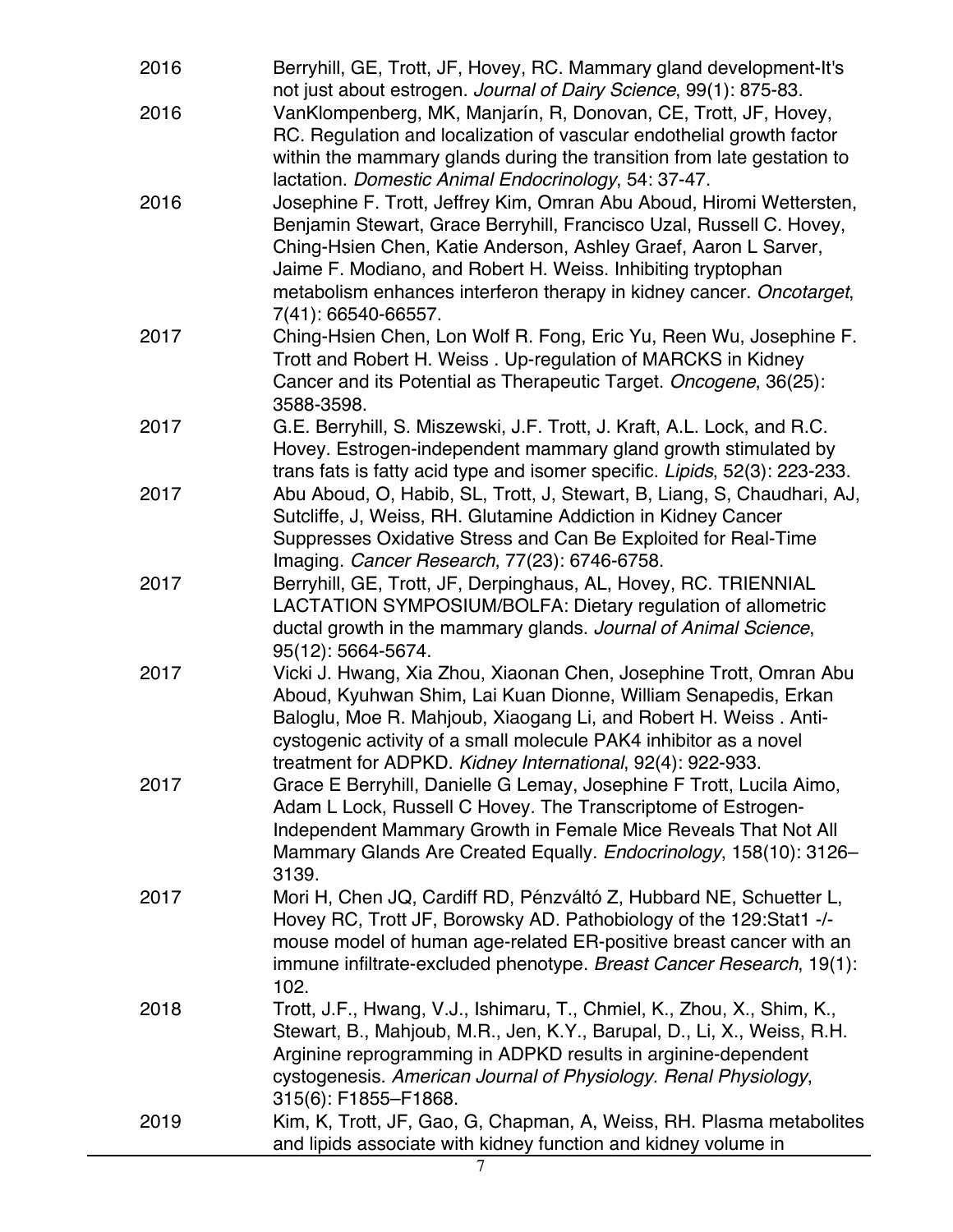2016 Berryhill, GE, Trott, JF, Hovey, RC. Mammary gland development-It's not just about estrogen. *Journal of Dairy Science*, 99(1): 875-83.

2016 VanKlompenberg, MK, Manjarín, R, Donovan, CE, Trott, JF, Hovey, RC. Regulation and localization of vascular endothelial growth factor within the mammary glands during the transition from late gestation to lactation. *Domestic Animal Endocrinology*, 54: 37-47.

2016 Josephine F. Trott, Jeffrey Kim, Omran Abu Aboud, Hiromi Wettersten, Benjamin Stewart, Grace Berryhill, Francisco Uzal, Russell C. Hovey, Ching-Hsien Chen, Katie Anderson, Ashley Graef, Aaron L Sarver, Jaime F. Modiano, and Robert H. Weiss. Inhibiting tryptophan metabolism enhances interferon therapy in kidney cancer. *Oncotarget*, 7(41): 66540-66557.

2017 Ching-Hsien Chen, Lon Wolf R. Fong, Eric Yu, Reen Wu, Josephine F. Trott and Robert H. Weiss . Up-regulation of MARCKS in Kidney Cancer and its Potential as Therapeutic Target. *Oncogene*, 36(25): 3588-3598.

2017 G.E. Berryhill, S. Miszewski, J.F. Trott, J. Kraft, A.L. Lock, and R.C. Hovey. Estrogen-independent mammary gland growth stimulated by trans fats is fatty acid type and isomer specific. *Lipids*, 52(3): 223-233.

2017 Abu Aboud, O, Habib, SL, Trott, J, Stewart, B, Liang, S, Chaudhari, AJ, Sutcliffe, J, Weiss, RH. Glutamine Addiction in Kidney Cancer Suppresses Oxidative Stress and Can Be Exploited for Real-Time Imaging. *Cancer Research*, 77(23): 6746-6758.

2017 Berryhill, GE, Trott, JF, Derpinghaus, AL, Hovey, RC. TRIENNIAL LACTATION SYMPOSIUM/BOLFA: Dietary regulation of allometric ductal growth in the mammary glands. *Journal of Animal Science*, 95(12): 5664-5674.

2017 Vicki J. Hwang, Xia Zhou, Xiaonan Chen, Josephine Trott, Omran Abu Aboud, Kyuhwan Shim, Lai Kuan Dionne, William Senapedis, Erkan Baloglu, Moe R. Mahjoub, Xiaogang Li, and Robert H. Weiss . Anti-cystogenic activity of a small molecule PAK4 inhibitor as a novel treatment for ADPKD. *Kidney International*, 92(4): 922-933.

2017 Grace E Berryhill, Danielle G Lemay, Josephine F Trott, Lucila Aimo, Adam L Lock, Russell C Hovey. The Transcriptome of Estrogen-Independent Mammary Growth in Female Mice Reveals That Not All Mammary Glands Are Created Equally. *Endocrinology*, 158(10): 3126–3139.

2017 Mori H, Chen JQ, Cardiff RD, Pénzváltó Z, Hubbard NE, Schuetter L, Hovey RC, Trott JF, Borowsky AD. Pathobiology of the 129:Stat1 -/- mouse model of human age-related ER-positive breast cancer with an immune infiltrate-excluded phenotype. *Breast Cancer Research*, 19(1): 102.

2018 Trott, J.F., Hwang, V.J., Ishimaru, T., Chmiel, K., Zhou, X., Shim, K., Stewart, B., Mahjoub, M.R., Jen, K.Y., Barupal, D., Li, X., Weiss, R.H. Arginine reprogramming in ADPKD results in arginine-dependent cystogenesis. *American Journal of Physiology. Renal Physiology*, 315(6): F1855–F1868.

2019 Kim, K, Trott, JF, Gao, G, Chapman, A, Weiss, RH. Plasma metabolites and lipids associate with kidney function and kidney volume in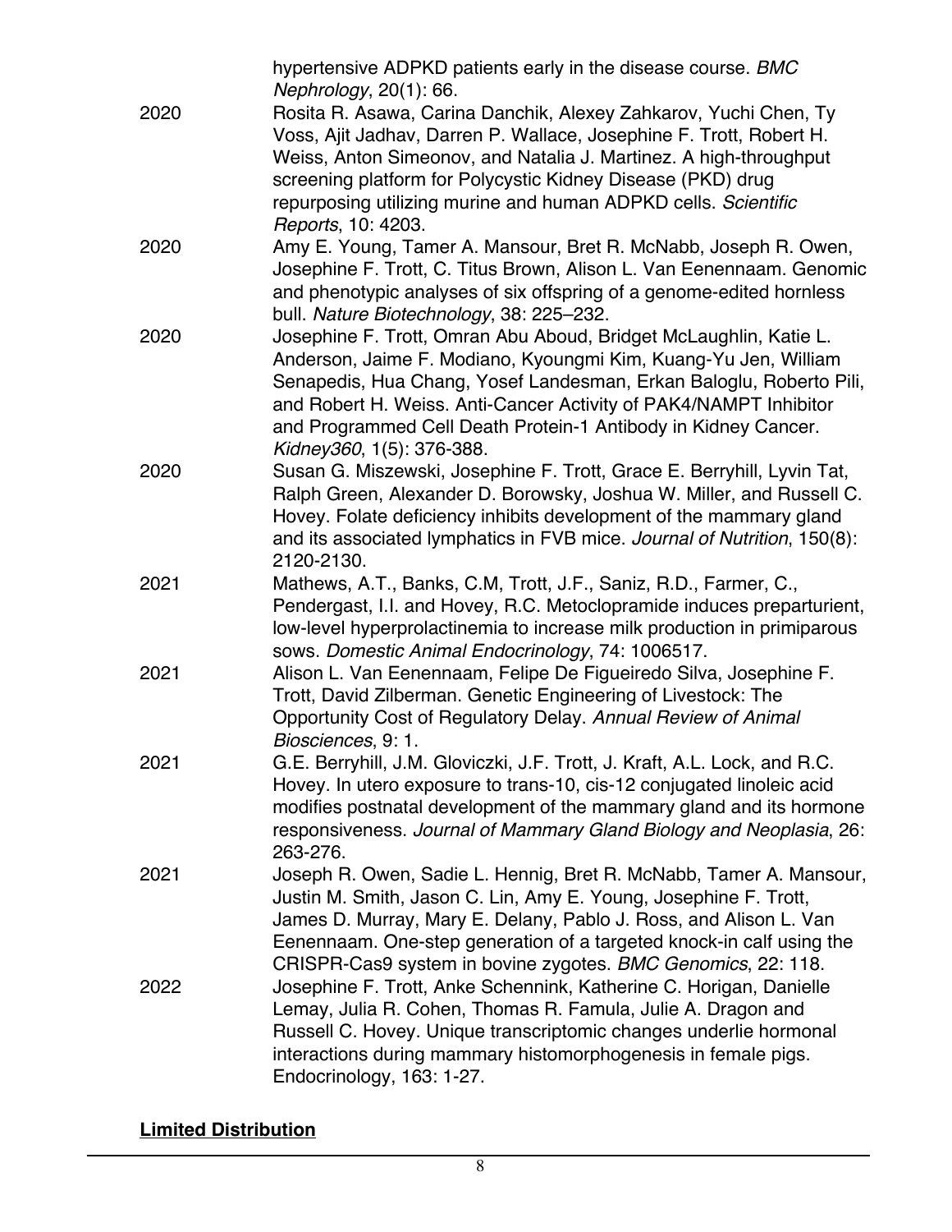hypertensive ADPKD patients early in the disease course. *BMC Nephrology*, 20(1): 66.

2020 Rosita R. Asawa, Carina Danchik, Alexey Zahkarov, Yuchi Chen, Ty Voss, Ajit Jadhav, Darren P. Wallace, Josephine F. Trott, Robert H. Weiss, Anton Simeonov, and Natalia J. Martinez. A high-throughput screening platform for Polycystic Kidney Disease (PKD) drug repurposing utilizing murine and human ADPKD cells. *Scientific Reports*, 10: 4203.

2020 Amy E. Young, Tamer A. Mansour, Bret R. McNabb, Joseph R. Owen, Josephine F. Trott, C. Titus Brown, Alison L. Van Eenennaam. Genomic and phenotypic analyses of six offspring of a genome-edited hornless bull. *Nature Biotechnology*, 38: 225–232.

2020 Josephine F. Trott, Omran Abu Aboud, Bridget McLaughlin, Katie L. Anderson, Jaime F. Modiano, Kyoungmi Kim, Kuang-Yu Jen, William Senapedis, Hua Chang, Yosef Landesman, Erkan Baloglu, Roberto Pili, and Robert H. Weiss. Anti-Cancer Activity of PAK4/NAMPT Inhibitor and Programmed Cell Death Protein-1 Antibody in Kidney Cancer. *Kidney360*, 1(5): 376-388.

2020 Susan G. Miszewski, Josephine F. Trott, Grace E. Berryhill, Lyvin Tat, Ralph Green, Alexander D. Borowsky, Joshua W. Miller, and Russell C. Hovey. Folate deficiency inhibits development of the mammary gland and its associated lymphatics in FVB mice. *Journal of Nutrition*, 150(8): 2120-2130.

2021 Mathews, A.T., Banks, C.M, Trott, J.F., Saniz, R.D., Farmer, C., Pendergast, I.I. and Hovey, R.C. Metoclopramide induces preparturient, low-level hyperprolactinemia to increase milk production in primiparous sows. *Domestic Animal Endocrinology*, 74: 1006517.

2021 Alison L. Van Eenennaam, Felipe De Figueiredo Silva, Josephine F. Trott, David Zilberman. Genetic Engineering of Livestock: The Opportunity Cost of Regulatory Delay. *Annual Review of Animal Biosciences*, 9: 1.

2021 G.E. Berryhill, J.M. Gloviczki, J.F. Trott, J. Kraft, A.L. Lock, and R.C. Hovey. In utero exposure to trans-10, cis-12 conjugated linoleic acid modifies postnatal development of the mammary gland and its hormone responsiveness. *Journal of Mammary Gland Biology and Neoplasia*, 26: 263-276.

2021 Joseph R. Owen, Sadie L. Hennig, Bret R. McNabb, Tamer A. Mansour, Justin M. Smith, Jason C. Lin, Amy E. Young, Josephine F. Trott, James D. Murray, Mary E. Delany, Pablo J. Ross, and Alison L. Van Eenennaam. One-step generation of a targeted knock-in calf using the CRISPR-Cas9 system in bovine zygotes. *BMC Genomics*, 22: 118.

2022 Josephine F. Trott, Anke Schennink, Katherine C. Horigan, Danielle Lemay, Julia R. Cohen, Thomas R. Famula, Julie A. Dragon and Russell C. Hovey. Unique transcriptomic changes underlie hormonal interactions during mammary histomorphogenesis in female pigs. Endocrinology, 163: 1-27.

**Limited Distribution**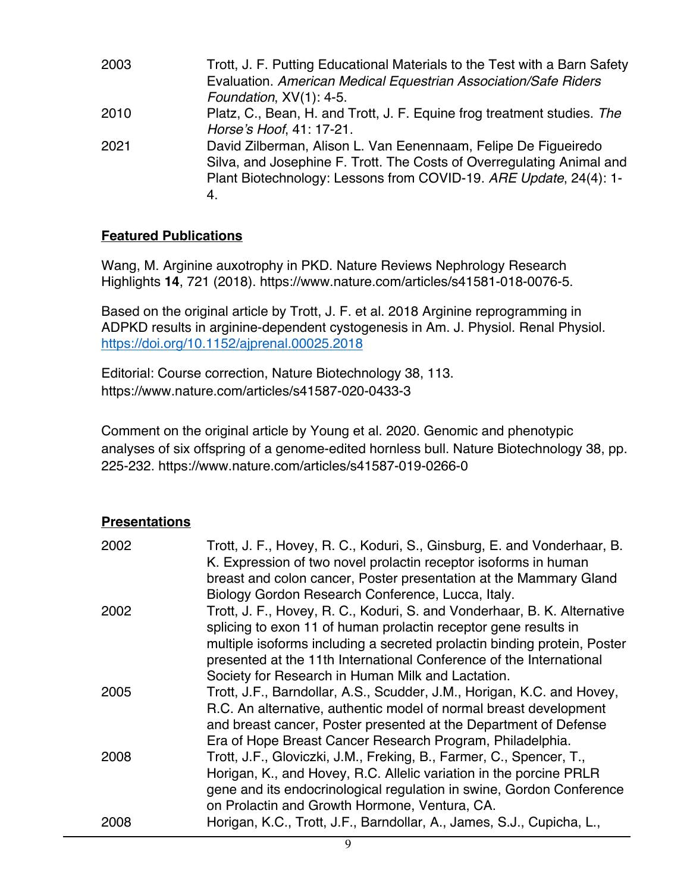2003 Trott, J. F. Putting Educational Materials to the Test with a Barn Safety Evaluation. *American Medical Equestrian Association/Safe Riders Foundation*, XV(1): 4-5.

2010 Platz, C., Bean, H. and Trott, J. F. Equine frog treatment studies. *The Horse's Hoof*, 41: 17-21.

2021 David Zilberman, Alison L. Van Eenennaam, Felipe De Figueiredo Silva, and Josephine F. Trott. The Costs of Overregulating Animal and Plant Biotechnology: Lessons from COVID-19. *ARE Update*, 24(4): 1-4.

**Featured Publications**

Wang, M. Arginine auxotrophy in PKD. Nature Reviews Nephrology Research Highlights **14**, 721 (2018). https://www.nature.com/articles/s41581-018-0076-5.

Based on the original article by Trott, J. F. et al. 2018 Arginine reprogramming in ADPKD results in arginine-dependent cystogenesis in Am. J. Physiol. Renal Physiol. https://doi.org/10.1152/ajprenal.00025.2018

Editorial: Course correction, Nature Biotechnology 38, 113. https://www.nature.com/articles/s41587-020-0433-3

Comment on the original article by Young et al. 2020. Genomic and phenotypic analyses of six offspring of a genome-edited hornless bull. Nature Biotechnology 38, pp. 225-232. https://www.nature.com/articles/s41587-019-0266-0

**Presentations**

2002 Trott, J. F., Hovey, R. C., Koduri, S., Ginsburg, E. and Vonderhaar, B. K. Expression of two novel prolactin receptor isoforms in human breast and colon cancer, Poster presentation at the Mammary Gland Biology Gordon Research Conference, Lucca, Italy.

2002 Trott, J. F., Hovey, R. C., Koduri, S. and Vonderhaar, B. K. Alternative splicing to exon 11 of human prolactin receptor gene results in multiple isoforms including a secreted prolactin binding protein, Poster presented at the 11th International Conference of the International Society for Research in Human Milk and Lactation.

2005 Trott, J.F., Barndollar, A.S., Scudder, J.M., Horigan, K.C. and Hovey, R.C. An alternative, authentic model of normal breast development and breast cancer, Poster presented at the Department of Defense Era of Hope Breast Cancer Research Program, Philadelphia.

2008 Trott, J.F., Gloviczki, J.M., Freking, B., Farmer, C., Spencer, T., Horigan, K., and Hovey, R.C. Allelic variation in the porcine PRLR gene and its endocrinological regulation in swine, Gordon Conference on Prolactin and Growth Hormone, Ventura, CA.

2008 Horigan, K.C., Trott, J.F., Barndollar, A., James, S.J., Cupicha, L.,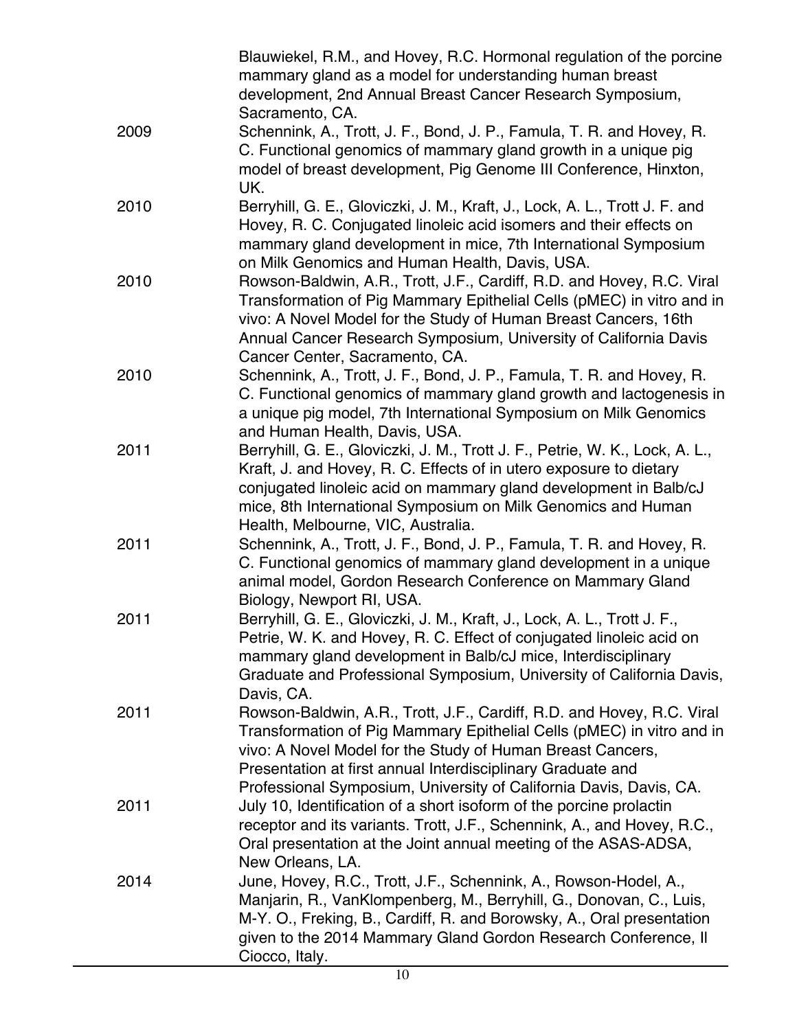| | |
|---|---|
| | Blauwiekel, R.M., and Hovey, R.C. Hormonal regulation of the porcine mammary gland as a model for understanding human breast development, 2nd Annual Breast Cancer Research Symposium, Sacramento, CA. |
| 2009 | Schennink, A., Trott, J. F., Bond, J. P., Famula, T. R. and Hovey, R. C. Functional genomics of mammary gland growth in a unique pig model of breast development, Pig Genome III Conference, Hinxton, UK. |
| 2010 | Berryhill, G. E., Gloviczki, J. M., Kraft, J., Lock, A. L., Trott J. F. and Hovey, R. C. Conjugated linoleic acid isomers and their effects on mammary gland development in mice, 7th International Symposium on Milk Genomics and Human Health, Davis, USA. |
| 2010 | Rowson-Baldwin, A.R., Trott, J.F., Cardiff, R.D. and Hovey, R.C. Viral Transformation of Pig Mammary Epithelial Cells (pMEC) in vitro and in vivo: A Novel Model for the Study of Human Breast Cancers, 16th Annual Cancer Research Symposium, University of California Davis Cancer Center, Sacramento, CA. |
| 2010 | Schennink, A., Trott, J. F., Bond, J. P., Famula, T. R. and Hovey, R. C. Functional genomics of mammary gland growth and lactogenesis in a unique pig model, 7th International Symposium on Milk Genomics and Human Health, Davis, USA. |
| 2011 | Berryhill, G. E., Gloviczki, J. M., Trott J. F., Petrie, W. K., Lock, A. L., Kraft, J. and Hovey, R. C. Effects of in utero exposure to dietary conjugated linoleic acid on mammary gland development in Balb/cJ mice, 8th International Symposium on Milk Genomics and Human Health, Melbourne, VIC, Australia. |
| 2011 | Schennink, A., Trott, J. F., Bond, J. P., Famula, T. R. and Hovey, R. C. Functional genomics of mammary gland development in a unique animal model, Gordon Research Conference on Mammary Gland Biology, Newport RI, USA. |
| 2011 | Berryhill, G. E., Gloviczki, J. M., Kraft, J., Lock, A. L., Trott J. F., Petrie, W. K. and Hovey, R. C. Effect of conjugated linoleic acid on mammary gland development in Balb/cJ mice, Interdisciplinary Graduate and Professional Symposium, University of California Davis, Davis, CA. |
| 2011 | Rowson-Baldwin, A.R., Trott, J.F., Cardiff, R.D. and Hovey, R.C. Viral Transformation of Pig Mammary Epithelial Cells (pMEC) in vitro and in vivo: A Novel Model for the Study of Human Breast Cancers, Presentation at first annual Interdisciplinary Graduate and Professional Symposium, University of California Davis, Davis, CA. |
| 2011 | July 10, Identification of a short isoform of the porcine prolactin receptor and its variants. Trott, J.F., Schennink, A., and Hovey, R.C., Oral presentation at the Joint annual meeting of the ASAS-ADSA, New Orleans, LA. |
| 2014 | June, Hovey, R.C., Trott, J.F., Schennink, A., Rowson-Hodel, A., Manjarin, R., VanKlompenberg, M., Berryhill, G., Donovan, C., Luis, M-Y. O., Freking, B., Cardiff, R. and Borowsky, A., Oral presentation given to the 2014 Mammary Gland Gordon Research Conference, Il Ciocco, Italy. |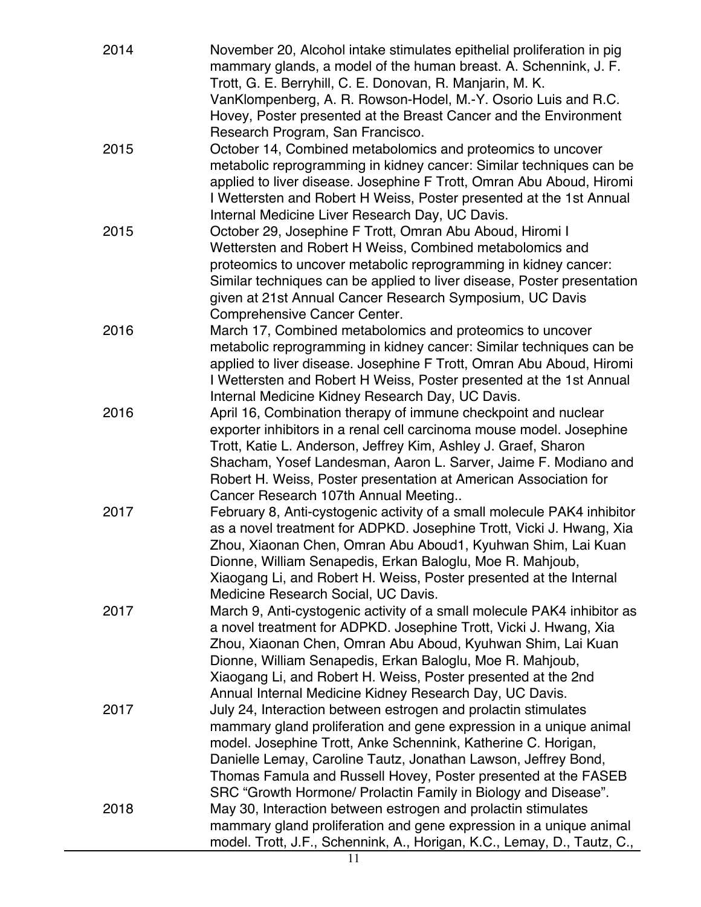| | |
|---|---|
| 2014 | November 20, Alcohol intake stimulates epithelial proliferation in pig mammary glands, a model of the human breast. A. Schennink, J. F. Trott, G. E. Berryhill, C. E. Donovan, R. Manjarin, M. K. VanKlompenberg, A. R. Rowson-Hodel, M.-Y. Osorio Luis and R.C. Hovey, Poster presented at the Breast Cancer and the Environment Research Program, San Francisco. |
| 2015 | October 14, Combined metabolomics and proteomics to uncover metabolic reprogramming in kidney cancer: Similar techniques can be applied to liver disease. Josephine F Trott, Omran Abu Aboud, Hiromi I Wettersten and Robert H Weiss, Poster presented at the 1st Annual Internal Medicine Liver Research Day, UC Davis. |
| 2015 | October 29, Josephine F Trott, Omran Abu Aboud, Hiromi I Wettersten and Robert H Weiss, Combined metabolomics and proteomics to uncover metabolic reprogramming in kidney cancer: Similar techniques can be applied to liver disease, Poster presentation given at 21st Annual Cancer Research Symposium, UC Davis Comprehensive Cancer Center. |
| 2016 | March 17, Combined metabolomics and proteomics to uncover metabolic reprogramming in kidney cancer: Similar techniques can be applied to liver disease. Josephine F Trott, Omran Abu Aboud, Hiromi I Wettersten and Robert H Weiss, Poster presented at the 1st Annual Internal Medicine Kidney Research Day, UC Davis. |
| 2016 | April 16, Combination therapy of immune checkpoint and nuclear exporter inhibitors in a renal cell carcinoma mouse model. Josephine Trott, Katie L. Anderson, Jeffrey Kim, Ashley J. Graef, Sharon Shacham, Yosef Landesman, Aaron L. Sarver, Jaime F. Modiano and Robert H. Weiss, Poster presentation at American Association for Cancer Research 107th Annual Meeting.. |
| 2017 | February 8, Anti-cystogenic activity of a small molecule PAK4 inhibitor as a novel treatment for ADPKD. Josephine Trott, Vicki J. Hwang, Xia Zhou, Xiaonan Chen, Omran Abu Aboud1, Kyuhwan Shim, Lai Kuan Dionne, William Senapedis, Erkan Baloglu, Moe R. Mahjoub, Xiaogang Li, and Robert H. Weiss, Poster presented at the Internal Medicine Research Social, UC Davis. |
| 2017 | March 9, Anti-cystogenic activity of a small molecule PAK4 inhibitor as a novel treatment for ADPKD. Josephine Trott, Vicki J. Hwang, Xia Zhou, Xiaonan Chen, Omran Abu Aboud, Kyuhwan Shim, Lai Kuan Dionne, William Senapedis, Erkan Baloglu, Moe R. Mahjoub, Xiaogang Li, and Robert H. Weiss, Poster presented at the 2nd Annual Internal Medicine Kidney Research Day, UC Davis. |
| 2017 | July 24, Interaction between estrogen and prolactin stimulates mammary gland proliferation and gene expression in a unique animal model. Josephine Trott, Anke Schennink, Katherine C. Horigan, Danielle Lemay, Caroline Tautz, Jonathan Lawson, Jeffrey Bond, Thomas Famula and Russell Hovey, Poster presented at the FASEB SRC "Growth Hormone/ Prolactin Family in Biology and Disease". |
| 2018 | May 30, Interaction between estrogen and prolactin stimulates mammary gland proliferation and gene expression in a unique animal model. Trott, J.F., Schennink, A., Horigan, K.C., Lemay, D., Tautz, C., |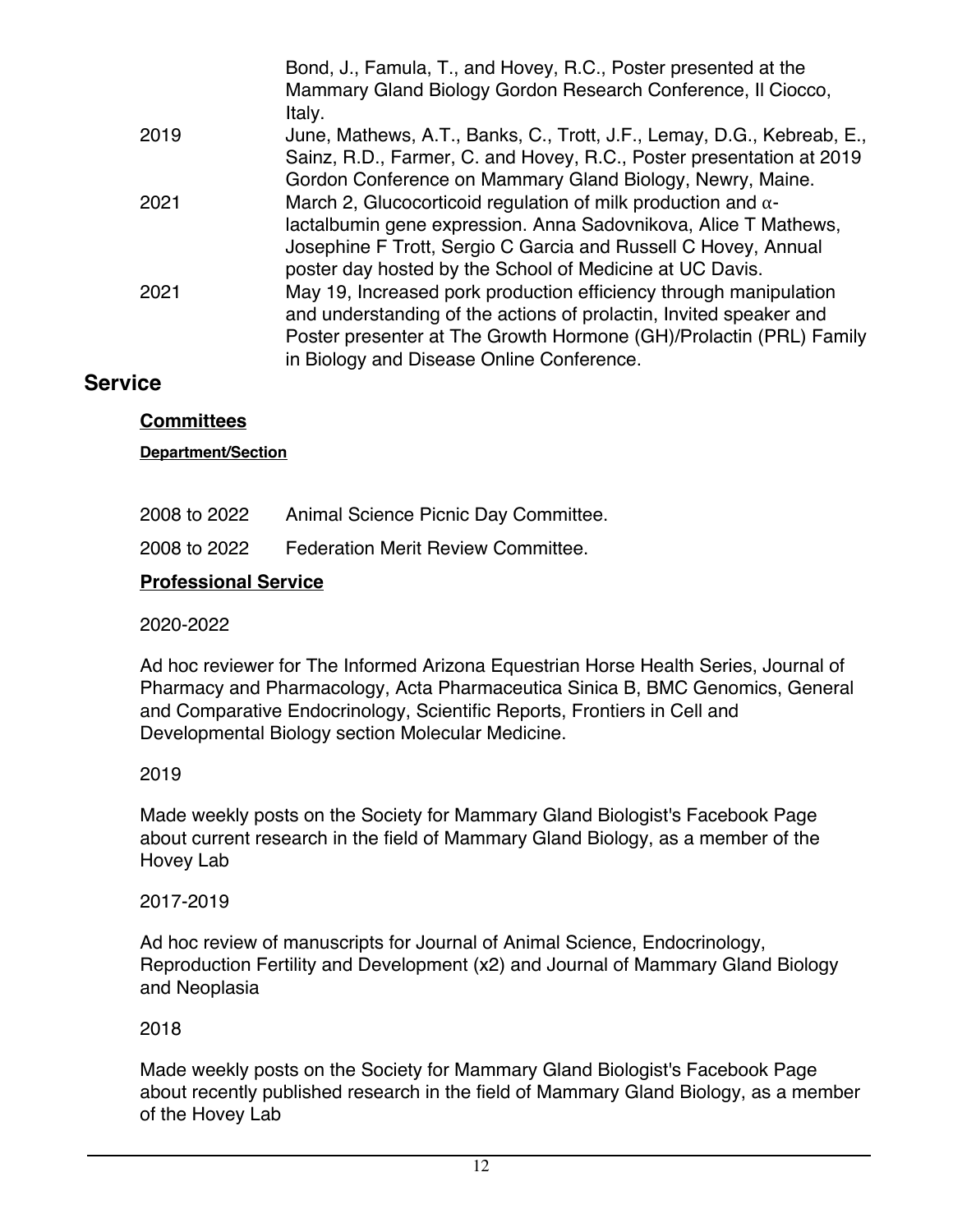| | |
|---|---|
| | Bond, J., Famula, T., and Hovey, R.C., Poster presented at the Mammary Gland Biology Gordon Research Conference, Il Ciocco, Italy. |
| 2019 | June, Mathews, A.T., Banks, C., Trott, J.F., Lemay, D.G., Kebreab, E., Sainz, R.D., Farmer, C. and Hovey, R.C., Poster presentation at 2019 Gordon Conference on Mammary Gland Biology, Newry, Maine. |
| 2021 | March 2, Glucocorticoid regulation of milk production and $\alpha$-lactalbumin gene expression. Anna Sadovnikova, Alice T Mathews, Josephine F Trott, Sergio C Garcia and Russell C Hovey, Annual poster day hosted by the School of Medicine at UC Davis. |
| 2021 | May 19, Increased pork production efficiency through manipulation and understanding of the actions of prolactin, Invited speaker and Poster presenter at The Growth Hormone (GH)/Prolactin (PRL) Family in Biology and Disease Online Conference. |

## Service

### Committees

#### Department/Section

| | |
|---|---|
| 2008 to 2022 | Animal Science Picnic Day Committee. |
| 2008 to 2022 | Federation Merit Review Committee. |

### Professional Service

2020-2022

Ad hoc reviewer for The Informed Arizona Equestrian Horse Health Series, Journal of Pharmacy and Pharmacology, Acta Pharmaceutica Sinica B, BMC Genomics, General and Comparative Endocrinology, Scientific Reports, Frontiers in Cell and Developmental Biology section Molecular Medicine.

2019

Made weekly posts on the Society for Mammary Gland Biologist's Facebook Page about current research in the field of Mammary Gland Biology, as a member of the Hovey Lab

2017-2019

Ad hoc review of manuscripts for Journal of Animal Science, Endocrinology, Reproduction Fertility and Development (x2) and Journal of Mammary Gland Biology and Neoplasia

2018

Made weekly posts on the Society for Mammary Gland Biologist's Facebook Page about recently published research in the field of Mammary Gland Biology, as a member of the Hovey Lab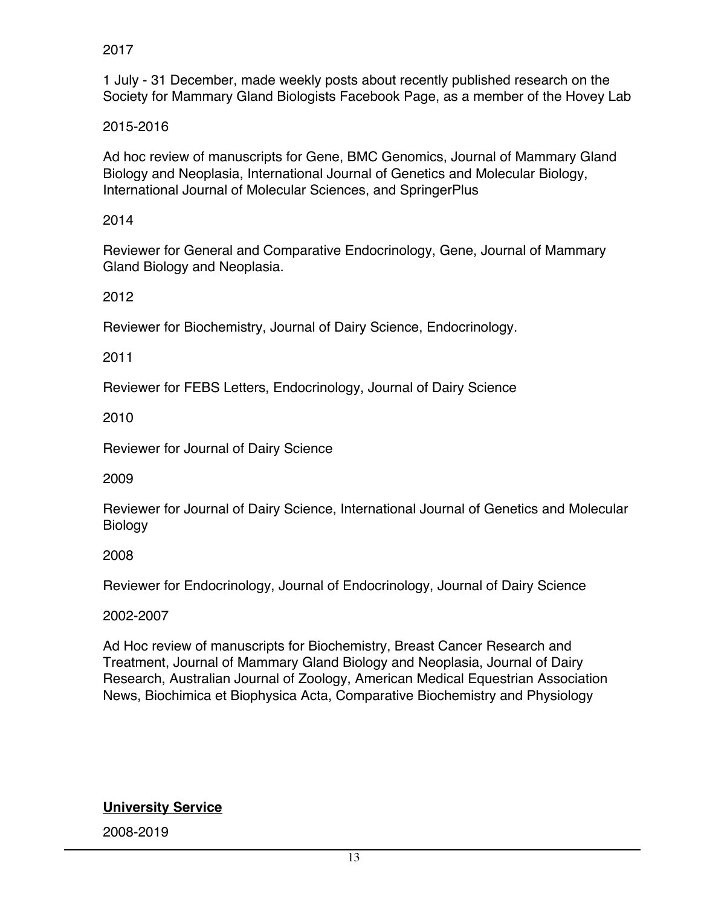2017

1 July - 31 December, made weekly posts about recently published research on the Society for Mammary Gland Biologists Facebook Page, as a member of the Hovey Lab

2015-2016

Ad hoc review of manuscripts for Gene, BMC Genomics, Journal of Mammary Gland Biology and Neoplasia, International Journal of Genetics and Molecular Biology, International Journal of Molecular Sciences, and SpringerPlus

2014

Reviewer for General and Comparative Endocrinology, Gene, Journal of Mammary Gland Biology and Neoplasia.

2012

Reviewer for Biochemistry, Journal of Dairy Science, Endocrinology.

2011

Reviewer for FEBS Letters, Endocrinology, Journal of Dairy Science

2010

Reviewer for Journal of Dairy Science

2009

Reviewer for Journal of Dairy Science, International Journal of Genetics and Molecular Biology

2008

Reviewer for Endocrinology, Journal of Endocrinology, Journal of Dairy Science

2002-2007

Ad Hoc review of manuscripts for Biochemistry, Breast Cancer Research and Treatment, Journal of Mammary Gland Biology and Neoplasia, Journal of Dairy Research, Australian Journal of Zoology, American Medical Equestrian Association News, Biochimica et Biophysica Acta, Comparative Biochemistry and Physiology

**University Service**

2008-2019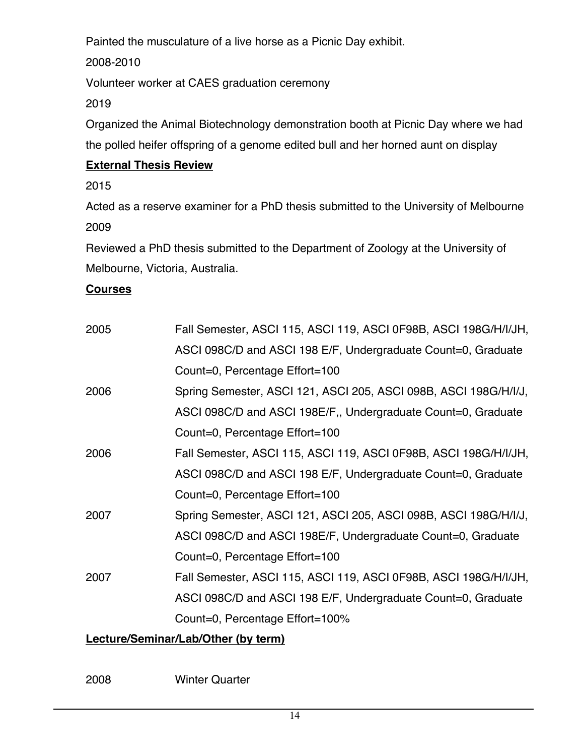Painted the musculature of a live horse as a Picnic Day exhibit.

2008-2010

Volunteer worker at CAES graduation ceremony

2019

Organized the Animal Biotechnology demonstration booth at Picnic Day where we had the polled heifer offspring of a genome edited bull and her horned aunt on display

**External Thesis Review**

2015

Acted as a reserve examiner for a PhD thesis submitted to the University of Melbourne

2009

Reviewed a PhD thesis submitted to the Department of Zoology at the University of Melbourne, Victoria, Australia.

**Courses**

| | |
|---|---|
| 2005 | Fall Semester, ASCI 115, ASCI 119, ASCI 0F98B, ASCI 198G/H/I/JH, ASCI 098C/D and ASCI 198 E/F, Undergraduate Count=0, Graduate Count=0, Percentage Effort=100 |
| 2006 | Spring Semester, ASCI 121, ASCI 205, ASCI 098B, ASCI 198G/H/I/J, ASCI 098C/D and ASCI 198E/F,, Undergraduate Count=0, Graduate Count=0, Percentage Effort=100 |
| 2006 | Fall Semester, ASCI 115, ASCI 119, ASCI 0F98B, ASCI 198G/H/I/JH, ASCI 098C/D and ASCI 198 E/F, Undergraduate Count=0, Graduate Count=0, Percentage Effort=100 |
| 2007 | Spring Semester, ASCI 121, ASCI 205, ASCI 098B, ASCI 198G/H/I/J, ASCI 098C/D and ASCI 198E/F, Undergraduate Count=0, Graduate Count=0, Percentage Effort=100 |
| 2007 | Fall Semester, ASCI 115, ASCI 119, ASCI 0F98B, ASCI 198G/H/I/JH, ASCI 098C/D and ASCI 198 E/F, Undergraduate Count=0, Graduate Count=0, Percentage Effort=100% |

**Lecture/Seminar/Lab/Other (by term)**

2008 Winter Quarter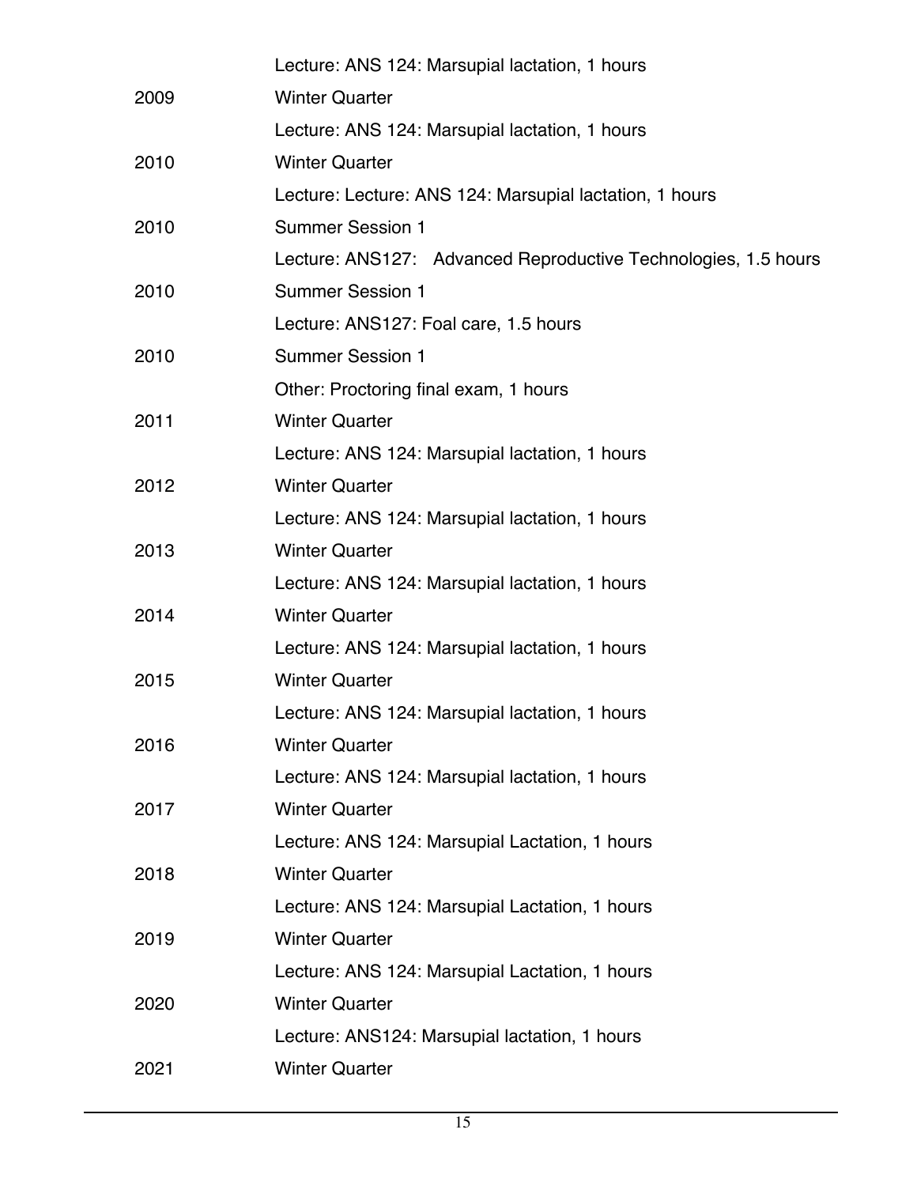Lecture: ANS 124: Marsupial lactation, 1 hours

2009 Winter Quarter

Lecture: ANS 124: Marsupial lactation, 1 hours

2010 Winter Quarter

Lecture: Lecture: ANS 124: Marsupial lactation, 1 hours

2010 Summer Session 1

Lecture: ANS127: Advanced Reproductive Technologies, 1.5 hours

2010 Summer Session 1

Lecture: ANS127: Foal care, 1.5 hours

2010 Summer Session 1

Other: Proctoring final exam, 1 hours

2011 Winter Quarter

Lecture: ANS 124: Marsupial lactation, 1 hours

2012 Winter Quarter

Lecture: ANS 124: Marsupial lactation, 1 hours

2013 Winter Quarter

Lecture: ANS 124: Marsupial lactation, 1 hours

2014 Winter Quarter

Lecture: ANS 124: Marsupial lactation, 1 hours

2015 Winter Quarter

Lecture: ANS 124: Marsupial lactation, 1 hours

2016 Winter Quarter

Lecture: ANS 124: Marsupial lactation, 1 hours

2017 Winter Quarter

Lecture: ANS 124: Marsupial Lactation, 1 hours

2018 Winter Quarter

Lecture: ANS 124: Marsupial Lactation, 1 hours

2019 Winter Quarter

Lecture: ANS 124: Marsupial Lactation, 1 hours

2020 Winter Quarter

Lecture: ANS124: Marsupial lactation, 1 hours

2021 Winter Quarter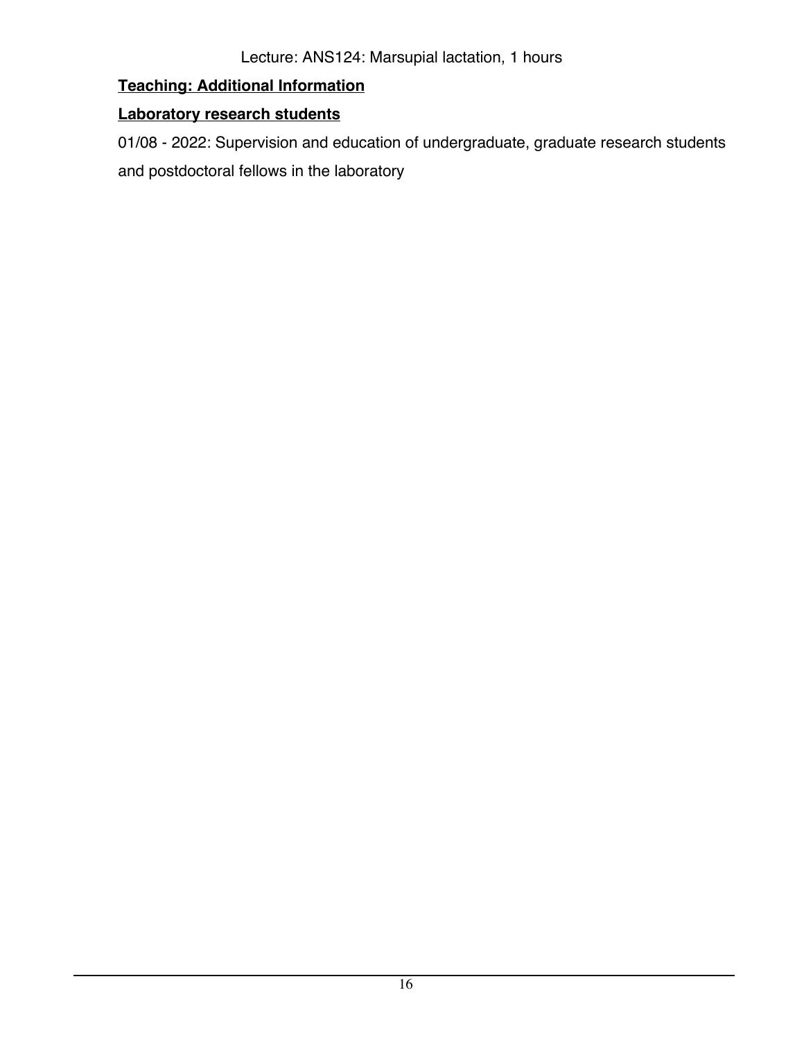Lecture: ANS124: Marsupial lactation, 1 hours

**Teaching: Additional Information**

**Laboratory research students**

01/08 - 2022: Supervision and education of undergraduate, graduate research students and postdoctoral fellows in the laboratory